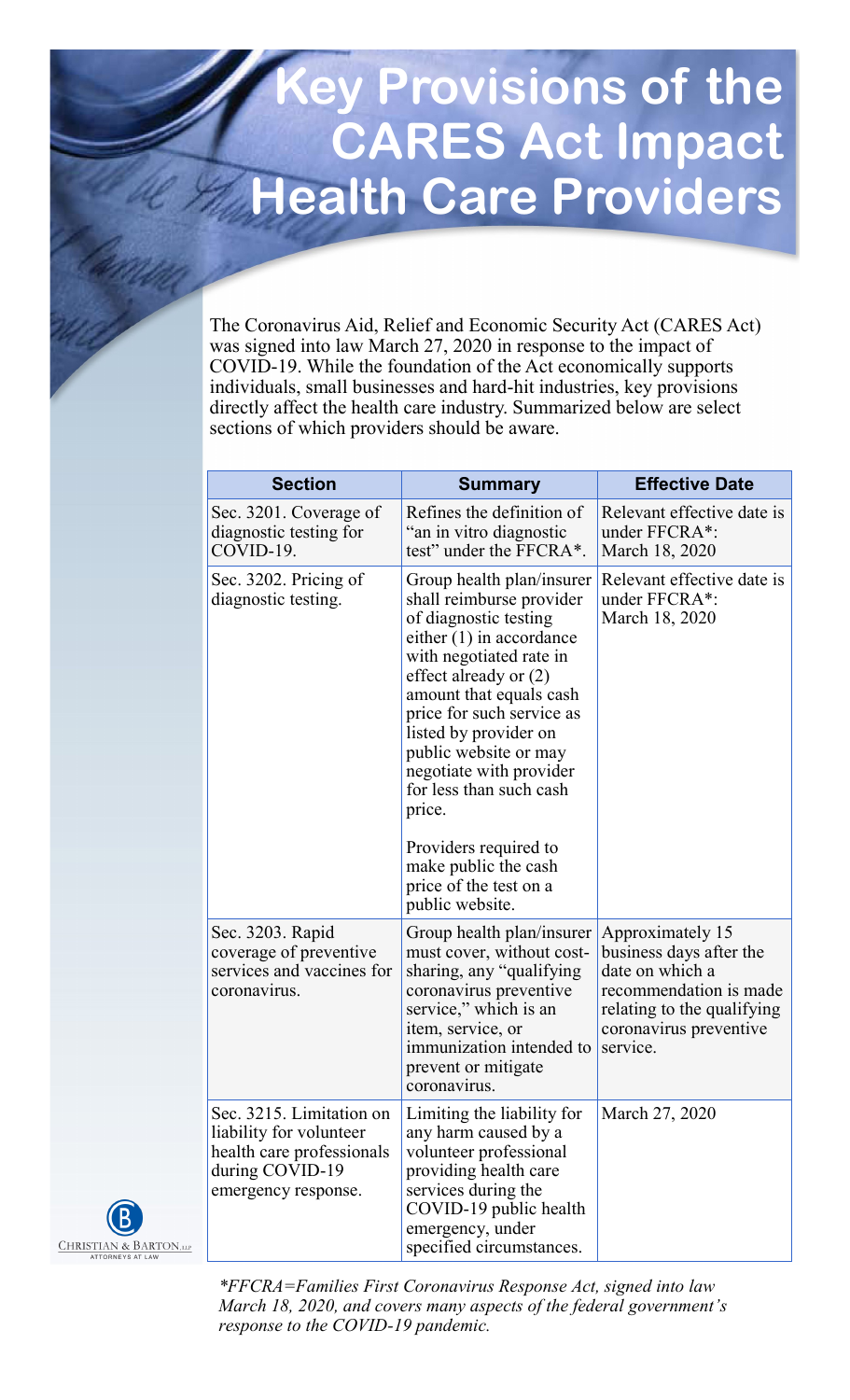# Key Provisions of the CARES Act Impact Health Care Providers

The Coronavirus Aid, Relief and Economic Security Act (CARES Act) was signed into law March 27, 2020 in response to the impact of COVID-19. While the foundation of the Act economically supports individuals, small businesses and hard-hit industries, key provisions directly affect the health care industry. Summarized below are select sections of which providers should be aware.

| Section | Summary | Effective Date |
|---|---|---|
| Sec. 3201. Coverage of diagnostic testing for COVID-19. | Refines the definition of "an in vitro diagnostic test" under the FFCRA*. | Relevant effective date is under FFCRA*: March 18, 2020 |
| Sec. 3202. Pricing of diagnostic testing. | Group health plan/insurer shall reimburse provider of diagnostic testing either (1) in accordance with negotiated rate in effect already or (2) amount that equals cash price for such service as listed by provider on public website or may negotiate with provider for less than such cash price.<br><br>Providers required to make public the cash price of the test on a public website. | Relevant effective date is under FFCRA*: March 18, 2020 |
| Sec. 3203. Rapid coverage of preventive services and vaccines for coronavirus. | Group health plan/insurer must cover, without cost-sharing, any "qualifying coronavirus preventive service," which is an item, service, or immunization intended to prevent or mitigate coronavirus. | Approximately 15 business days after the date on which a recommendation is made relating to the qualifying coronavirus preventive service. |
| Sec. 3215. Limitation on liability for volunteer health care professionals during COVID-19 emergency response. | Limiting the liability for any harm caused by a volunteer professional providing health care services during the COVID-19 public health emergency, under specified circumstances. | March 27, 2020 |

*\*FFCRA=Families First Coronavirus Response Act, signed into law March 18, 2020, and covers many aspects of the federal government's response to the COVID-19 pandemic.*

CHRISTIAN & BARTON, LLP
ATTORNEYS AT LAW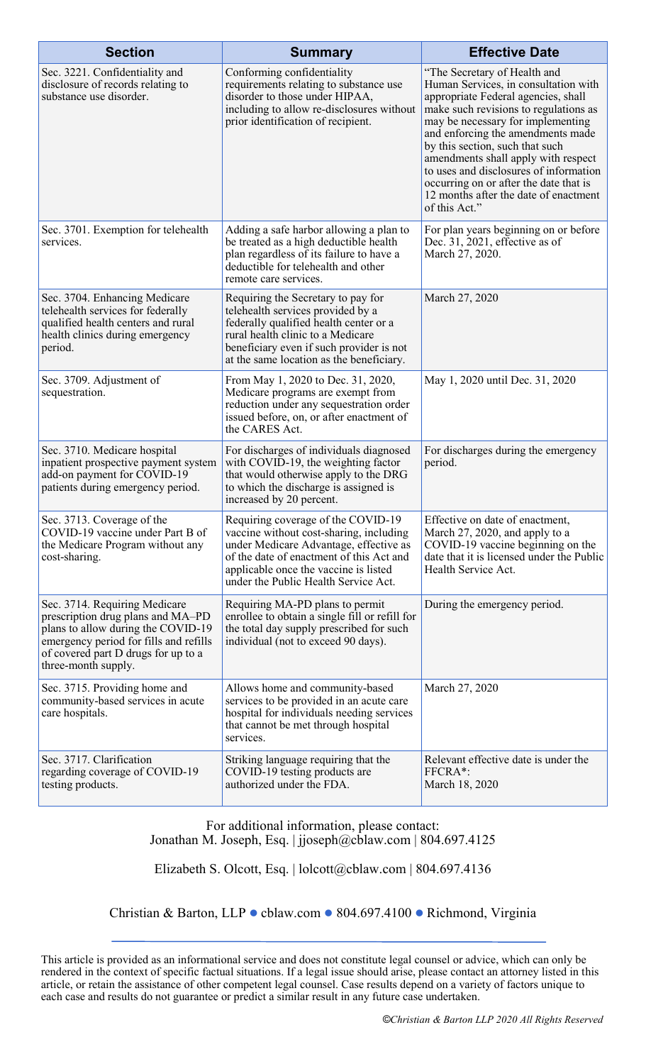| Section | Summary | Effective Date |
| --- | --- | --- |
| Sec. 3221. Confidentiality and disclosure of records relating to substance use disorder. | Conforming confidentiality requirements relating to substance use disorder to those under HIPAA, including to allow re-disclosures without prior identification of recipient. | "The Secretary of Health and Human Services, in consultation with appropriate Federal agencies, shall make such revisions to regulations as may be necessary for implementing and enforcing the amendments made by this section, such that such amendments shall apply with respect to uses and disclosures of information occurring on or after the date that is 12 months after the date of enactment of this Act." |
| Sec. 3701. Exemption for telehealth services. | Adding a safe harbor allowing a plan to be treated as a high deductible health plan regardless of its failure to have a deductible for telehealth and other remote care services. | For plan years beginning on or before Dec. 31, 2021, effective as of March 27, 2020. |
| Sec. 3704. Enhancing Medicare telehealth services for federally qualified health centers and rural health clinics during emergency period. | Requiring the Secretary to pay for telehealth services provided by a federally qualified health center or a rural health clinic to a Medicare beneficiary even if such provider is not at the same location as the beneficiary. | March 27, 2020 |
| Sec. 3709. Adjustment of sequestration. | From May 1, 2020 to Dec. 31, 2020, Medicare programs are exempt from reduction under any sequestration order issued before, on, or after enactment of the CARES Act. | May 1, 2020 until Dec. 31, 2020 |
| Sec. 3710. Medicare hospital inpatient prospective payment system add-on payment for COVID-19 patients during emergency period. | For discharges of individuals diagnosed with COVID-19, the weighting factor that would otherwise apply to the DRG to which the discharge is assigned is increased by 20 percent. | For discharges during the emergency period. |
| Sec. 3713. Coverage of the COVID-19 vaccine under Part B of the Medicare Program without any cost-sharing. | Requiring coverage of the COVID-19 vaccine without cost-sharing, including under Medicare Advantage, effective as of the date of enactment of this Act and applicable once the vaccine is listed under the Public Health Service Act. | Effective on date of enactment, March 27, 2020, and apply to a COVID-19 vaccine beginning on the date that it is licensed under the Public Health Service Act. |
| Sec. 3714. Requiring Medicare prescription drug plans and MA–PD plans to allow during the COVID-19 emergency period for fills and refills of covered part D drugs for up to a three-month supply. | Requiring MA-PD plans to permit enrollee to obtain a single fill or refill for the total day supply prescribed for such individual (not to exceed 90 days). | During the emergency period. |
| Sec. 3715. Providing home and community-based services in acute care hospitals. | Allows home and community-based services to be provided in an acute care hospital for individuals needing services that cannot be met through hospital services. | March 27, 2020 |
| Sec. 3717. Clarification regarding coverage of COVID-19 testing products. | Striking language requiring that the COVID-19 testing products are authorized under the FDA. | Relevant effective date is under the FFCRA*: March 18, 2020 |

For additional information, please contact:
Jonathan M. Joseph, Esq. | jjoseph@cblaw.com | 804.697.4125

Elizabeth S. Olcott, Esq. | lolcott@cblaw.com | 804.697.4136

Christian & Barton, LLP ● cblaw.com ● 804.697.4100 ● Richmond, Virginia

This article is provided as an informational service and does not constitute legal counsel or advice, which can only be rendered in the context of specific factual situations. If a legal issue should arise, please contact an attorney listed in this article, or retain the assistance of other competent legal counsel. Case results depend on a variety of factors unique to each case and results do not guarantee or predict a similar result in any future case undertaken.

*©Christian & Barton LLP 2020 All Rights Reserved*